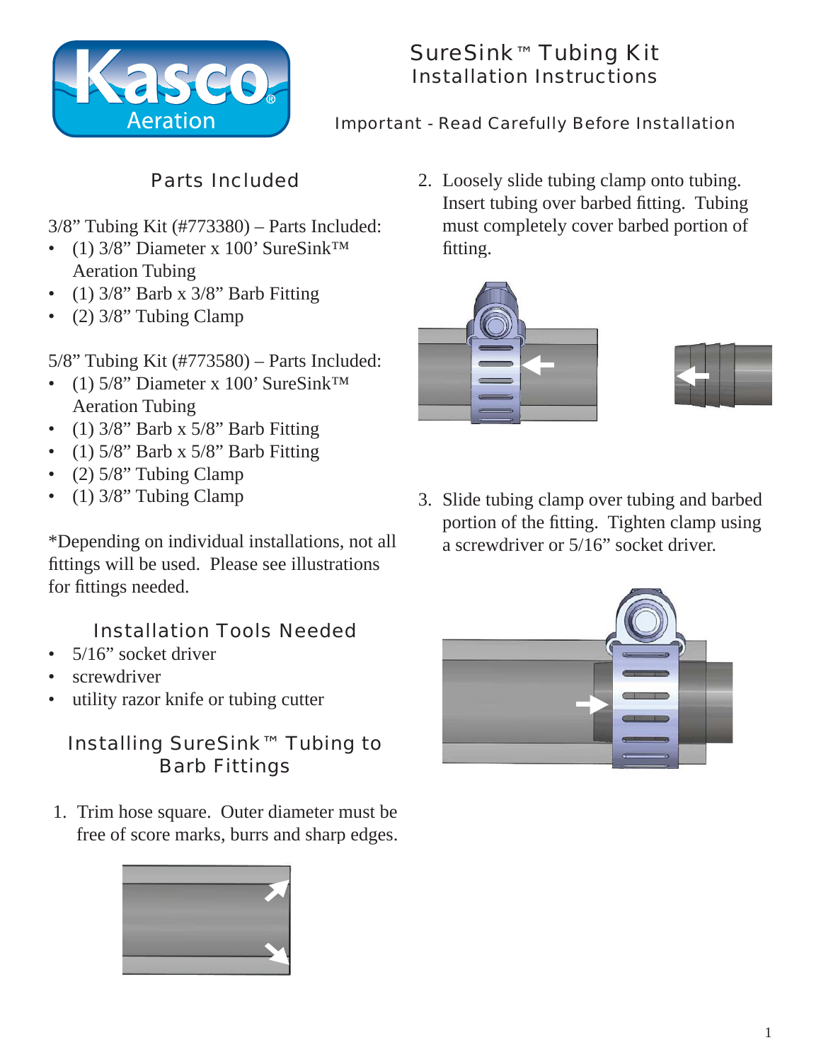# SureSink™ Tubing Kit
## Installation Instructions

Important - Read Carefully Before Installation

## Parts Included

3/8" Tubing Kit (#773380) – Parts Included:

- (1) 3/8" Diameter x 100' SureSink™ Aeration Tubing
- (1) 3/8" Barb x 3/8" Barb Fitting
- (2) 3/8" Tubing Clamp

5/8" Tubing Kit (#773580) – Parts Included:

- (1) 5/8" Diameter x 100' SureSink™ Aeration Tubing
- (1) 3/8" Barb x 5/8" Barb Fitting
- (1) 5/8" Barb x 5/8" Barb Fitting
- (2) 5/8" Tubing Clamp
- (1) 3/8" Tubing Clamp

*Depending on individual installations, not all fittings will be used. Please see illustrations for fittings needed.

## Installation Tools Needed

- 5/16" socket driver
- screwdriver
- utility razor knife or tubing cutter

## Installing SureSink™ Tubing to Barb Fittings

1. Trim hose square. Outer diameter must be free of score marks, burrs and sharp edges.

2. Loosely slide tubing clamp onto tubing. Insert tubing over barbed fitting. Tubing must completely cover barbed portion of fitting.

3. Slide tubing clamp over tubing and barbed portion of the fitting. Tighten clamp using a screwdriver or 5/16" socket driver.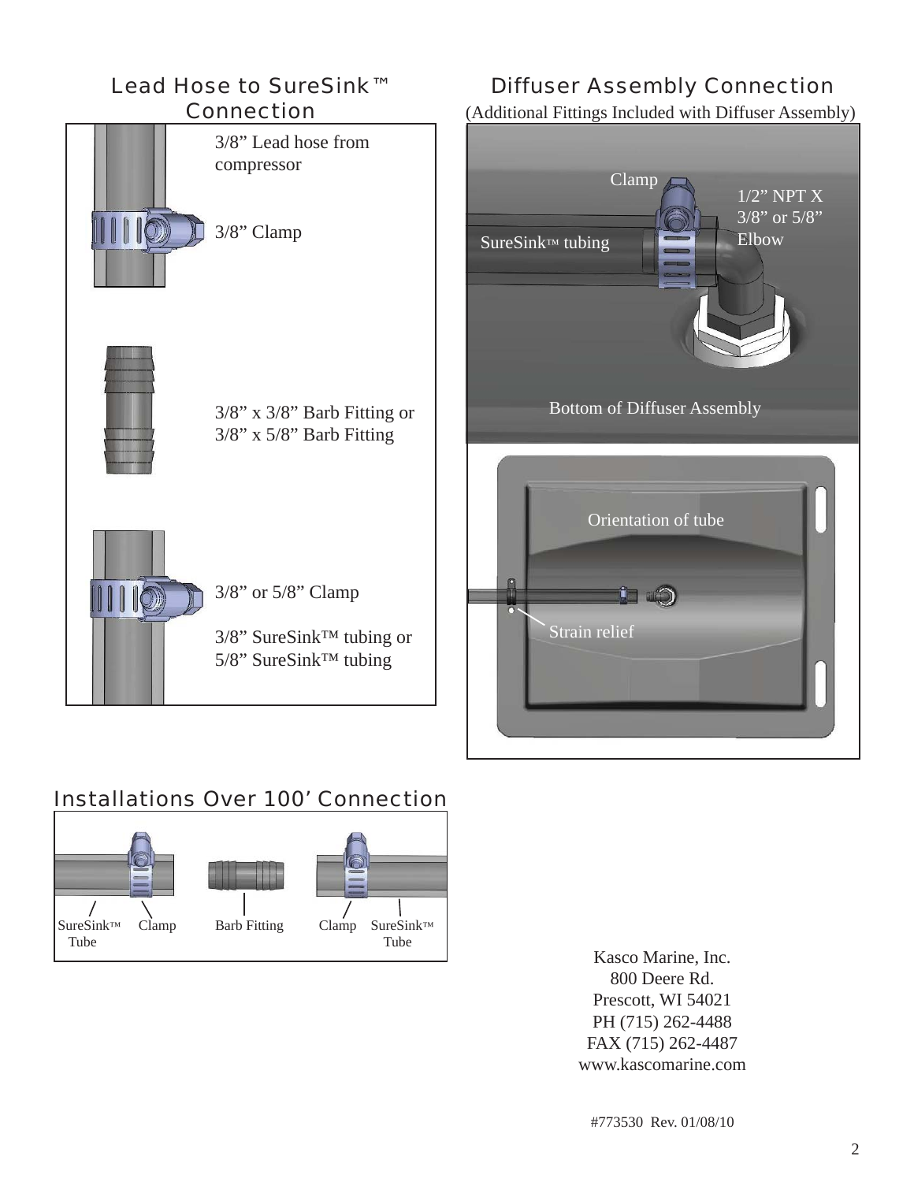## Lead Hose to SureSink™ Connection

3/8" Lead hose from compressor

3/8" Clamp

3/8" x 3/8" Barb Fitting or
3/8" x 5/8" Barb Fitting

3/8" or 5/8" Clamp

3/8" SureSink™ tubing or
5/8" SureSink™ tubing

## Diffuser Assembly Connection

(Additional Fittings Included with Diffuser Assembly)

Clamp

1/2" NPT X 3/8" or 5/8" Elbow

SureSink™ tubing

Bottom of Diffuser Assembly

Orientation of tube

Strain relief

## Installations Over 100' Connection

SureSink™ Tube

Clamp

Barb Fitting

Clamp

SureSink™ Tube

Kasco Marine, Inc.
800 Deere Rd.
Prescott, WI 54021
PH (715) 262-4488
FAX (715) 262-4487
www.kascomarine.com

#773530 Rev. 01/08/10